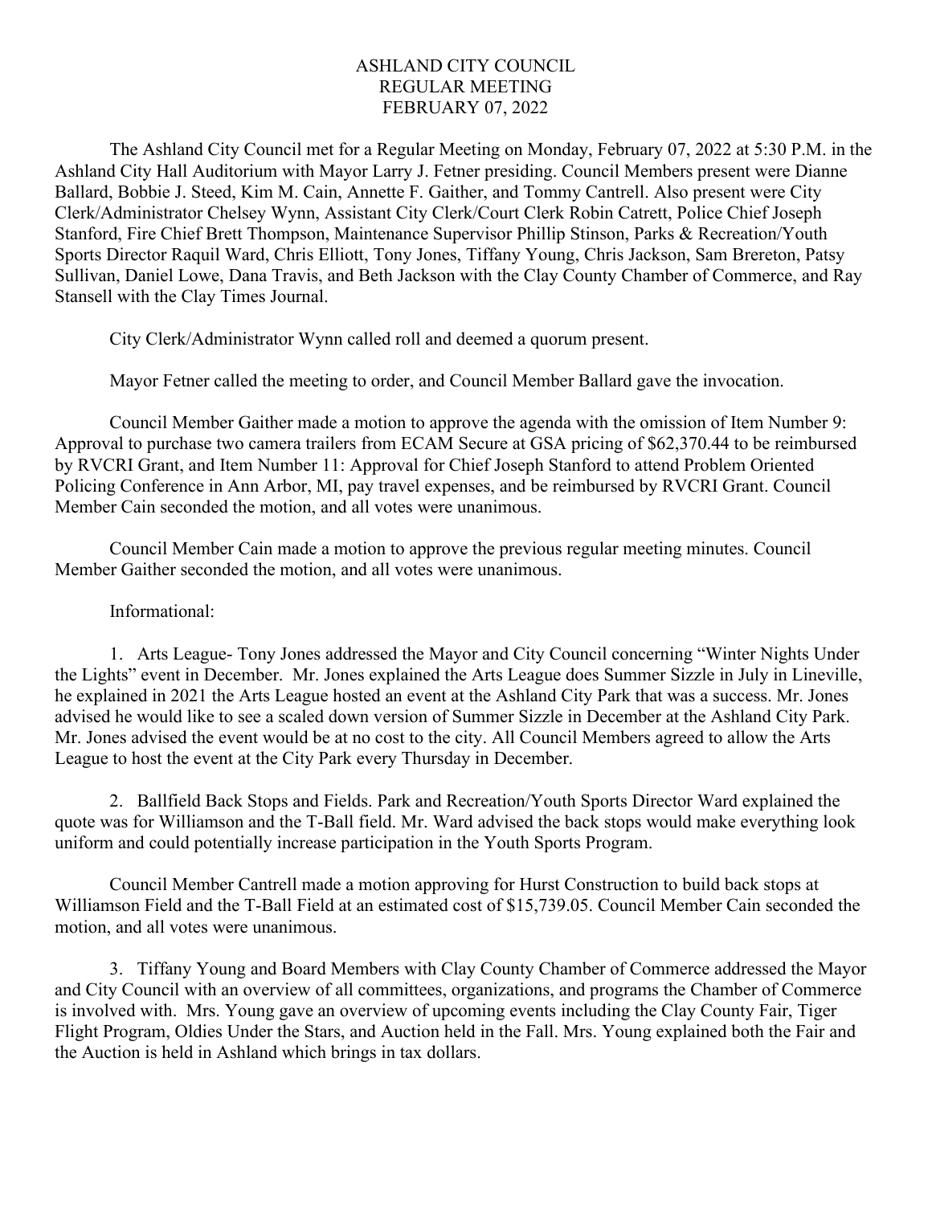# ASHLAND CITY COUNCIL
## REGULAR MEETING
## FEBRUARY 07, 2022

The Ashland City Council met for a Regular Meeting on Monday, February 07, 2022 at 5:30 P.M. in the Ashland City Hall Auditorium with Mayor Larry J. Fetner presiding. Council Members present were Dianne Ballard, Bobbie J. Steed, Kim M. Cain, Annette F. Gaither, and Tommy Cantrell. Also present were City Clerk/Administrator Chelsey Wynn, Assistant City Clerk/Court Clerk Robin Catrett, Police Chief Joseph Stanford, Fire Chief Brett Thompson, Maintenance Supervisor Phillip Stinson, Parks & Recreation/Youth Sports Director Raquil Ward, Chris Elliott, Tony Jones, Tiffany Young, Chris Jackson, Sam Brereton, Patsy Sullivan, Daniel Lowe, Dana Travis, and Beth Jackson with the Clay County Chamber of Commerce, and Ray Stansell with the Clay Times Journal.

City Clerk/Administrator Wynn called roll and deemed a quorum present.

Mayor Fetner called the meeting to order, and Council Member Ballard gave the invocation.

Council Member Gaither made a motion to approve the agenda with the omission of Item Number 9: Approval to purchase two camera trailers from ECAM Secure at GSA pricing of $62,370.44 to be reimbursed by RVCRI Grant, and Item Number 11: Approval for Chief Joseph Stanford to attend Problem Oriented Policing Conference in Ann Arbor, MI, pay travel expenses, and be reimbursed by RVCRI Grant. Council Member Cain seconded the motion, and all votes were unanimous.

Council Member Cain made a motion to approve the previous regular meeting minutes. Council Member Gaither seconded the motion, and all votes were unanimous.

Informational:

1. Arts League- Tony Jones addressed the Mayor and City Council concerning "Winter Nights Under the Lights" event in December. Mr. Jones explained the Arts League does Summer Sizzle in July in Lineville, he explained in 2021 the Arts League hosted an event at the Ashland City Park that was a success. Mr. Jones advised he would like to see a scaled down version of Summer Sizzle in December at the Ashland City Park. Mr. Jones advised the event would be at no cost to the city. All Council Members agreed to allow the Arts League to host the event at the City Park every Thursday in December.

2. Ballfield Back Stops and Fields. Park and Recreation/Youth Sports Director Ward explained the quote was for Williamson and the T-Ball field. Mr. Ward advised the back stops would make everything look uniform and could potentially increase participation in the Youth Sports Program.

Council Member Cantrell made a motion approving for Hurst Construction to build back stops at Williamson Field and the T-Ball Field at an estimated cost of $15,739.05. Council Member Cain seconded the motion, and all votes were unanimous.

3. Tiffany Young and Board Members with Clay County Chamber of Commerce addressed the Mayor and City Council with an overview of all committees, organizations, and programs the Chamber of Commerce is involved with. Mrs. Young gave an overview of upcoming events including the Clay County Fair, Tiger Flight Program, Oldies Under the Stars, and Auction held in the Fall. Mrs. Young explained both the Fair and the Auction is held in Ashland which brings in tax dollars.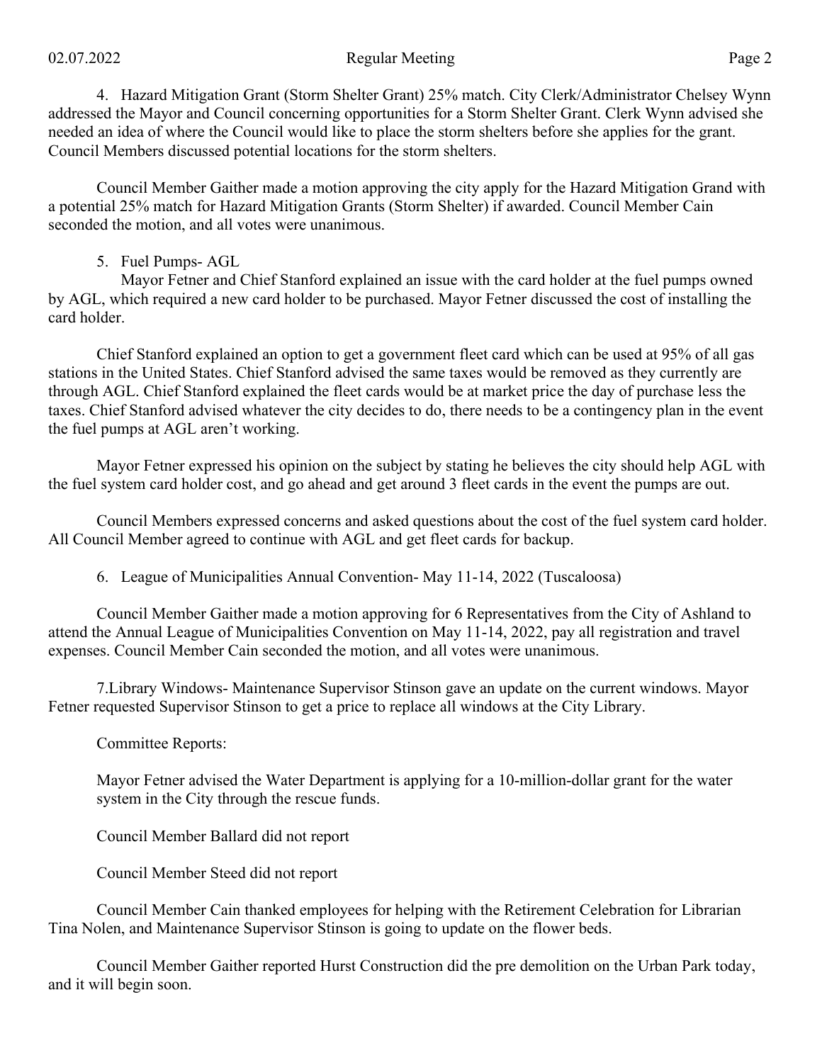4. Hazard Mitigation Grant (Storm Shelter Grant) 25% match. City Clerk/Administrator Chelsey Wynn addressed the Mayor and Council concerning opportunities for a Storm Shelter Grant. Clerk Wynn advised she needed an idea of where the Council would like to place the storm shelters before she applies for the grant. Council Members discussed potential locations for the storm shelters.

Council Member Gaither made a motion approving the city apply for the Hazard Mitigation Grand with a potential 25% match for Hazard Mitigation Grants (Storm Shelter) if awarded. Council Member Cain seconded the motion, and all votes were unanimous.

5. Fuel Pumps- AGL

Mayor Fetner and Chief Stanford explained an issue with the card holder at the fuel pumps owned by AGL, which required a new card holder to be purchased. Mayor Fetner discussed the cost of installing the card holder.

Chief Stanford explained an option to get a government fleet card which can be used at 95% of all gas stations in the United States. Chief Stanford advised the same taxes would be removed as they currently are through AGL. Chief Stanford explained the fleet cards would be at market price the day of purchase less the taxes. Chief Stanford advised whatever the city decides to do, there needs to be a contingency plan in the event the fuel pumps at AGL aren't working.

Mayor Fetner expressed his opinion on the subject by stating he believes the city should help AGL with the fuel system card holder cost, and go ahead and get around 3 fleet cards in the event the pumps are out.

Council Members expressed concerns and asked questions about the cost of the fuel system card holder. All Council Member agreed to continue with AGL and get fleet cards for backup.

6. League of Municipalities Annual Convention- May 11-14, 2022 (Tuscaloosa)

Council Member Gaither made a motion approving for 6 Representatives from the City of Ashland to attend the Annual League of Municipalities Convention on May 11-14, 2022, pay all registration and travel expenses. Council Member Cain seconded the motion, and all votes were unanimous.

7.Library Windows- Maintenance Supervisor Stinson gave an update on the current windows. Mayor Fetner requested Supervisor Stinson to get a price to replace all windows at the City Library.

Committee Reports:

Mayor Fetner advised the Water Department is applying for a 10-million-dollar grant for the water system in the City through the rescue funds.

Council Member Ballard did not report

Council Member Steed did not report

Council Member Cain thanked employees for helping with the Retirement Celebration for Librarian Tina Nolen, and Maintenance Supervisor Stinson is going to update on the flower beds.

Council Member Gaither reported Hurst Construction did the pre demolition on the Urban Park today, and it will begin soon.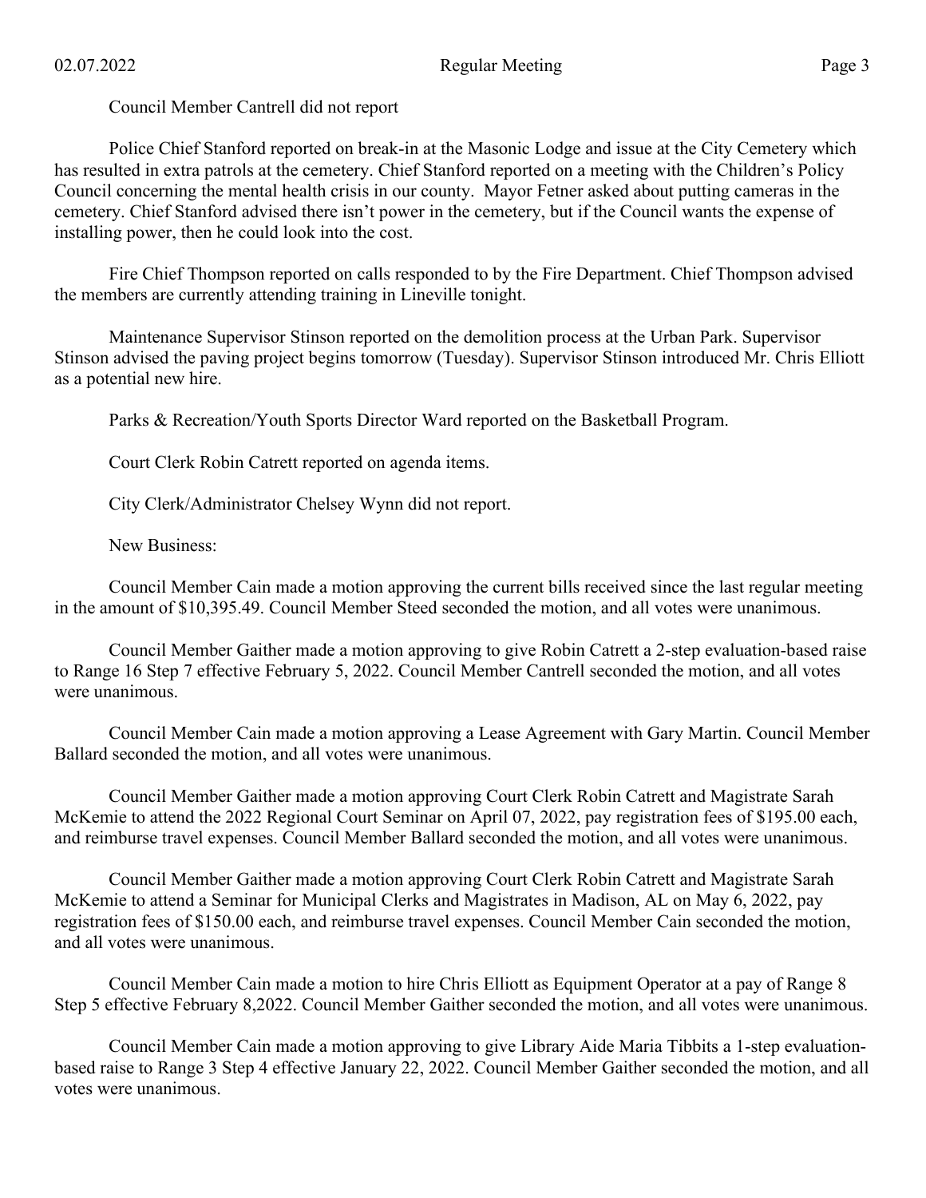Council Member Cantrell did not report

Police Chief Stanford reported on break-in at the Masonic Lodge and issue at the City Cemetery which has resulted in extra patrols at the cemetery. Chief Stanford reported on a meeting with the Children's Policy Council concerning the mental health crisis in our county. Mayor Fetner asked about putting cameras in the cemetery. Chief Stanford advised there isn't power in the cemetery, but if the Council wants the expense of installing power, then he could look into the cost.

Fire Chief Thompson reported on calls responded to by the Fire Department. Chief Thompson advised the members are currently attending training in Lineville tonight.

Maintenance Supervisor Stinson reported on the demolition process at the Urban Park. Supervisor Stinson advised the paving project begins tomorrow (Tuesday). Supervisor Stinson introduced Mr. Chris Elliott as a potential new hire.

Parks & Recreation/Youth Sports Director Ward reported on the Basketball Program.

Court Clerk Robin Catrett reported on agenda items.

City Clerk/Administrator Chelsey Wynn did not report.

New Business:

Council Member Cain made a motion approving the current bills received since the last regular meeting in the amount of $10,395.49. Council Member Steed seconded the motion, and all votes were unanimous.

Council Member Gaither made a motion approving to give Robin Catrett a 2-step evaluation-based raise to Range 16 Step 7 effective February 5, 2022. Council Member Cantrell seconded the motion, and all votes were unanimous.

Council Member Cain made a motion approving a Lease Agreement with Gary Martin. Council Member Ballard seconded the motion, and all votes were unanimous.

Council Member Gaither made a motion approving Court Clerk Robin Catrett and Magistrate Sarah McKemie to attend the 2022 Regional Court Seminar on April 07, 2022, pay registration fees of $195.00 each, and reimburse travel expenses. Council Member Ballard seconded the motion, and all votes were unanimous.

Council Member Gaither made a motion approving Court Clerk Robin Catrett and Magistrate Sarah McKemie to attend a Seminar for Municipal Clerks and Magistrates in Madison, AL on May 6, 2022, pay registration fees of $150.00 each, and reimburse travel expenses. Council Member Cain seconded the motion, and all votes were unanimous.

Council Member Cain made a motion to hire Chris Elliott as Equipment Operator at a pay of Range 8 Step 5 effective February 8,2022. Council Member Gaither seconded the motion, and all votes were unanimous.

Council Member Cain made a motion approving to give Library Aide Maria Tibbits a 1-step evaluation-based raise to Range 3 Step 4 effective January 22, 2022. Council Member Gaither seconded the motion, and all votes were unanimous.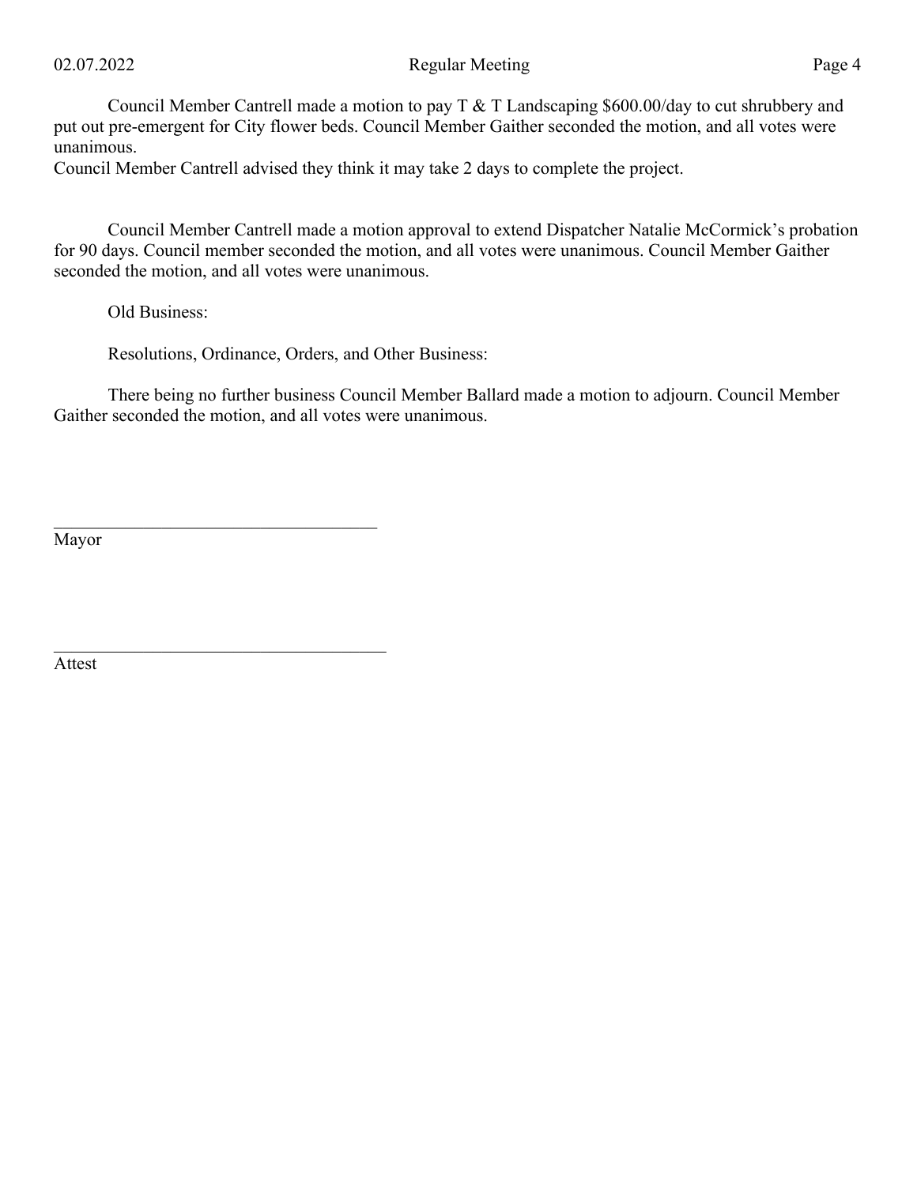Council Member Cantrell made a motion to pay T & T Landscaping $600.00/day to cut shrubbery and put out pre-emergent for City flower beds. Council Member Gaither seconded the motion, and all votes were unanimous.

Council Member Cantrell advised they think it may take 2 days to complete the project.

Council Member Cantrell made a motion approval to extend Dispatcher Natalie McCormick's probation for 90 days. Council member seconded the motion, and all votes were unanimous. Council Member Gaither seconded the motion, and all votes were unanimous.

Old Business:

Resolutions, Ordinance, Orders, and Other Business:

There being no further business Council Member Ballard made a motion to adjourn. Council Member Gaither seconded the motion, and all votes were unanimous.

_____________________________________

Mayor

_____________________________________

Attest